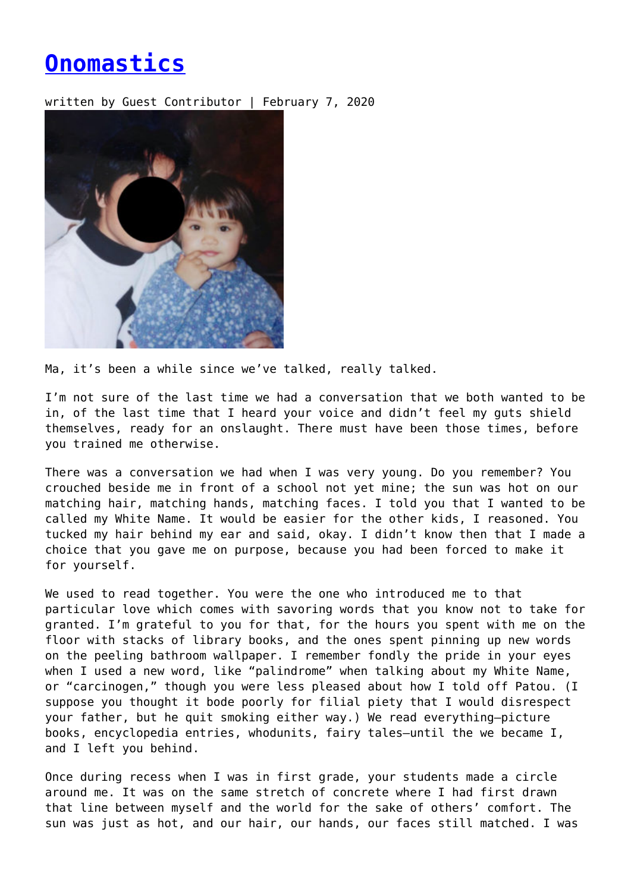# [Onomastics]()

written by Guest Contributor | February 7, 2020

Ma, it's been a while since we've talked, really talked.

I'm not sure of the last time we had a conversation that we both wanted to be in, of the last time that I heard your voice and didn't feel my guts shield themselves, ready for an onslaught. There must have been those times, before you trained me otherwise.

There was a conversation we had when I was very young. Do you remember? You crouched beside me in front of a school not yet mine; the sun was hot on our matching hair, matching hands, matching faces. I told you that I wanted to be called my White Name. It would be easier for the other kids, I reasoned. You tucked my hair behind my ear and said, okay. I didn't know then that I made a choice that you gave me on purpose, because you had been forced to make it for yourself.

We used to read together. You were the one who introduced me to that particular love which comes with savoring words that you know not to take for granted. I'm grateful to you for that, for the hours you spent with me on the floor with stacks of library books, and the ones spent pinning up new words on the peeling bathroom wallpaper. I remember fondly the pride in your eyes when I used a new word, like "palindrome" when talking about my White Name, or "carcinogen," though you were less pleased about how I told off Patou. (I suppose you thought it bode poorly for filial piety that I would disrespect your father, but he quit smoking either way.) We read everything—picture books, encyclopedia entries, whodunits, fairy tales—until the we became I, and I left you behind.

Once during recess when I was in first grade, your students made a circle around me. It was on the same stretch of concrete where I had first drawn that line between myself and the world for the sake of others' comfort. The sun was just as hot, and our hair, our hands, our faces still matched. I was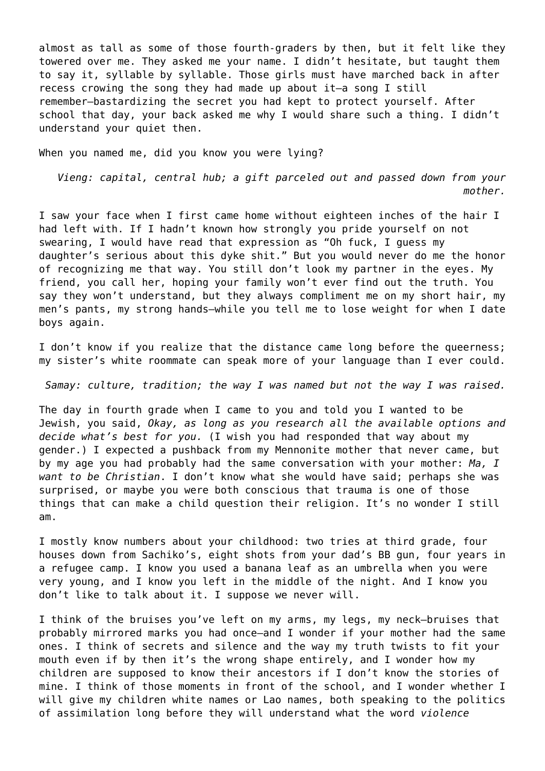almost as tall as some of those fourth-graders by then, but it felt like they towered over me. They asked me your name. I didn't hesitate, but taught them to say it, syllable by syllable. Those girls must have marched back in after recess crowing the song they had made up about it—a song I still remember—bastardizing the secret you had kept to protect yourself. After school that day, your back asked me why I would share such a thing. I didn't understand your quiet then.

When you named me, did you know you were lying?

*Vieng: capital, central hub; a gift parceled out and passed down from your mother.*

I saw your face when I first came home without eighteen inches of the hair I had left with. If I hadn't known how strongly you pride yourself on not swearing, I would have read that expression as "Oh fuck, I guess my daughter's serious about this dyke shit." But you would never do me the honor of recognizing me that way. You still don't look my partner in the eyes. My friend, you call her, hoping your family won't ever find out the truth. You say they won't understand, but they always compliment me on my short hair, my men's pants, my strong hands—while you tell me to lose weight for when I date boys again.

I don't know if you realize that the distance came long before the queerness; my sister's white roommate can speak more of your language than I ever could.

*Samay: culture, tradition; the way I was named but not the way I was raised.*

The day in fourth grade when I came to you and told you I wanted to be Jewish, you said, *Okay, as long as you research all the available options and decide what's best for you.* (I wish you had responded that way about my gender.) I expected a pushback from my Mennonite mother that never came, but by my age you had probably had the same conversation with your mother: *Ma, I want to be Christian*. I don't know what she would have said; perhaps she was surprised, or maybe you were both conscious that trauma is one of those things that can make a child question their religion. It's no wonder I still am.

I mostly know numbers about your childhood: two tries at third grade, four houses down from Sachiko's, eight shots from your dad's BB gun, four years in a refugee camp. I know you used a banana leaf as an umbrella when you were very young, and I know you left in the middle of the night. And I know you don't like to talk about it. I suppose we never will.

I think of the bruises you've left on my arms, my legs, my neck—bruises that probably mirrored marks you had once—and I wonder if your mother had the same ones. I think of secrets and silence and the way my truth twists to fit your mouth even if by then it's the wrong shape entirely, and I wonder how my children are supposed to know their ancestors if I don't know the stories of mine. I think of those moments in front of the school, and I wonder whether I will give my children white names or Lao names, both speaking to the politics of assimilation long before they will understand what the word *violence*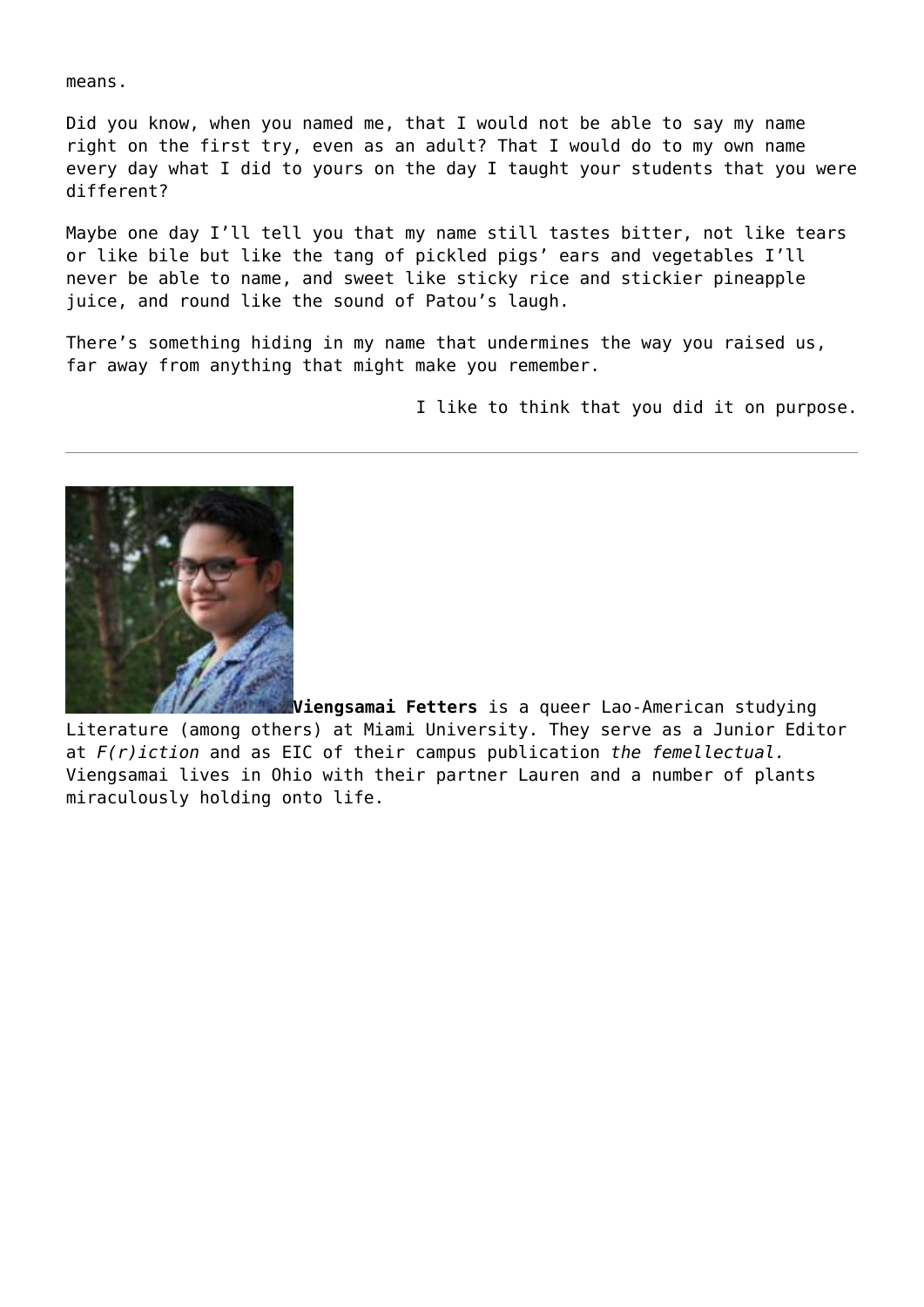means.

Did you know, when you named me, that I would not be able to say my name right on the first try, even as an adult? That I would do to my own name every day what I did to yours on the day I taught your students that you were different?

Maybe one day I'll tell you that my name still tastes bitter, not like tears or like bile but like the tang of pickled pigs' ears and vegetables I'll never be able to name, and sweet like sticky rice and stickier pineapple juice, and round like the sound of Patou's laugh.

There's something hiding in my name that undermines the way you raised us, far away from anything that might make you remember.

I like to think that you did it on purpose.

---

**Viengsamai Fetters** is a queer Lao-American studying Literature (among others) at Miami University. They serve as a Junior Editor at *F(r)iction* and as EIC of their campus publication *the femellectual.* Viengsamai lives in Ohio with their partner Lauren and a number of plants miraculously holding onto life.